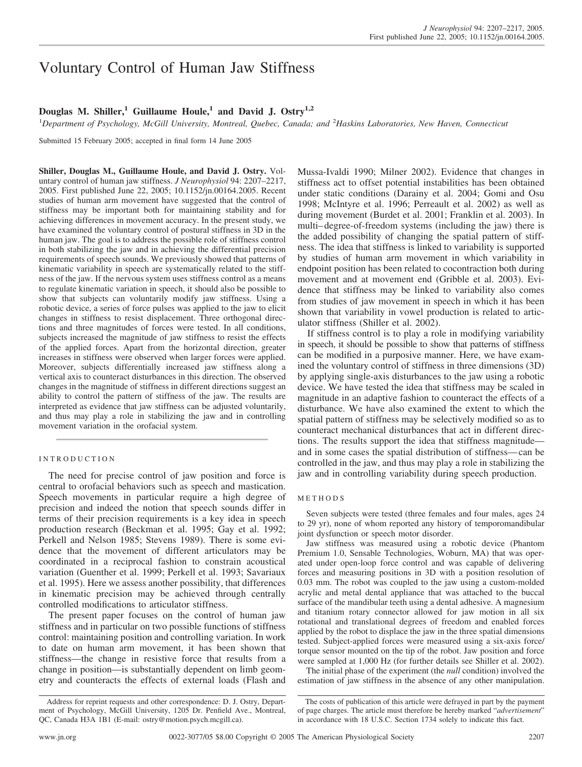# Voluntary Control of Human Jaw Stiffness

**Douglas M. Shiller,[1] Guillaume Houle,[1] and David J. Ostry[1,2]**

[1]*Department of Psychology, McGill University, Montreal, Quebec, Canada; and* [2]*Haskins Laboratories, New Haven, Connecticut*

Submitted 15 February 2005; accepted in final form 14 June 2005

**Shiller, Douglas M., Guillaume Houle, and David J. Ostry.** Voluntary control of human jaw stiffness. *J Neurophysiol* 94: 2207–2217, 2005. First published June 22, 2005; 10.1152/jn.00164.2005. Recent studies of human arm movement have suggested that the control of stiffness may be important both for maintaining stability and for achieving differences in movement accuracy. In the present study, we have examined the voluntary control of postural stiffness in 3D in the human jaw. The goal is to address the possible role of stiffness control in both stabilizing the jaw and in achieving the differential precision requirements of speech sounds. We previously showed that patterns of kinematic variability in speech are systematically related to the stiffness of the jaw. If the nervous system uses stiffness control as a means to regulate kinematic variation in speech, it should also be possible to show that subjects can voluntarily modify jaw stiffness. Using a robotic device, a series of force pulses was applied to the jaw to elicit changes in stiffness to resist displacement. Three orthogonal directions and three magnitudes of forces were tested. In all conditions, subjects increased the magnitude of jaw stiffness to resist the effects of the applied forces. Apart from the horizontal direction, greater increases in stiffness were observed when larger forces were applied. Moreover, subjects differentially increased jaw stiffness along a vertical axis to counteract disturbances in this direction. The observed changes in the magnitude of stiffness in different directions suggest an ability to control the pattern of stiffness of the jaw. The results are interpreted as evidence that jaw stiffness can be adjusted voluntarily, and thus may play a role in stabilizing the jaw and in controlling movement variation in the orofacial system.

## INTRODUCTION

The need for precise control of jaw position and force is central to orofacial behaviors such as speech and mastication. Speech movements in particular require a high degree of precision and indeed the notion that speech sounds differ in terms of their precision requirements is a key idea in speech production research (Beckman et al. 1995; Gay et al. 1992; Perkell and Nelson 1985; Stevens 1989). There is some evidence that the movement of different articulators may be coordinated in a reciprocal fashion to constrain acoustical variation (Guenther et al. 1999; Perkell et al. 1993; Savariaux et al. 1995). Here we assess another possibility, that differences in kinematic precision may be achieved through centrally controlled modifications to articulator stiffness.

The present paper focuses on the control of human jaw stiffness and in particular on two possible functions of stiffness control: maintaining position and controlling variation. In work to date on human arm movement, it has been shown that stiffness—the change in resistive force that results from a change in position—is substantially dependent on limb geometry and counteracts the effects of external loads (Flash and Mussa-Ivaldi 1990; Milner 2002). Evidence that changes in stiffness act to offset potential instabilities has been obtained under static conditions (Darainy et al. 2004; Gomi and Osu 1998; McIntyre et al. 1996; Perreault et al. 2002) as well as during movement (Burdet et al. 2001; Franklin et al. 2003). In multi–degree-of-freedom systems (including the jaw) there is the added possibility of changing the spatial pattern of stiffness. The idea that stiffness is linked to variability is supported by studies of human arm movement in which variability in endpoint position has been related to cocontraction both during movement and at movement end (Gribble et al. 2003). Evidence that stiffness may be linked to variability also comes from studies of jaw movement in speech in which it has been shown that variability in vowel production is related to articulator stiffness (Shiller et al. 2002).

If stiffness control is to play a role in modifying variability in speech, it should be possible to show that patterns of stiffness can be modified in a purposive manner. Here, we have examined the voluntary control of stiffness in three dimensions (3D) by applying single-axis disturbances to the jaw using a robotic device. We have tested the idea that stiffness may be scaled in magnitude in an adaptive fashion to counteract the effects of a disturbance. We have also examined the extent to which the spatial pattern of stiffness may be selectively modified so as to counteract mechanical disturbances that act in different directions. The results support the idea that stiffness magnitude—and in some cases the spatial distribution of stiffness—can be controlled in the jaw, and thus may play a role in stabilizing the jaw and in controlling variability during speech production.

## METHODS

Seven subjects were tested (three females and four males, ages 24 to 29 yr), none of whom reported any history of temporomandibular joint dysfunction or speech motor disorder.

Jaw stiffness was measured using a robotic device (Phantom Premium 1.0, Sensable Technologies, Woburn, MA) that was operated under open-loop force control and was capable of delivering forces and measuring positions in 3D with a position resolution of 0.03 mm. The robot was coupled to the jaw using a custom-molded acrylic and metal dental appliance that was attached to the buccal surface of the mandibular teeth using a dental adhesive. A magnesium and titanium rotary connector allowed for jaw motion in all six rotational and translational degrees of freedom and enabled forces applied by the robot to displace the jaw in the three spatial dimensions tested. Subject-applied forces were measured using a six-axis force/torque sensor mounted on the tip of the robot. Jaw position and force were sampled at 1,000 Hz (for further details see Shiller et al. 2002).

The initial phase of the experiment (the *null* condition) involved the estimation of jaw stiffness in the absence of any other manipulation.

Address for reprint requests and other correspondence: D. J. Ostry, Department of Psychology, McGill University, 1205 Dr. Penfield Ave., Montreal, QC, Canada H3A 1B1 (E-mail: ostry@motion.psych.mcgill.ca).

The costs of publication of this article were defrayed in part by the payment of page charges. The article must therefore be hereby marked "*advertisement*" in accordance with 18 U.S.C. Section 1734 solely to indicate this fact.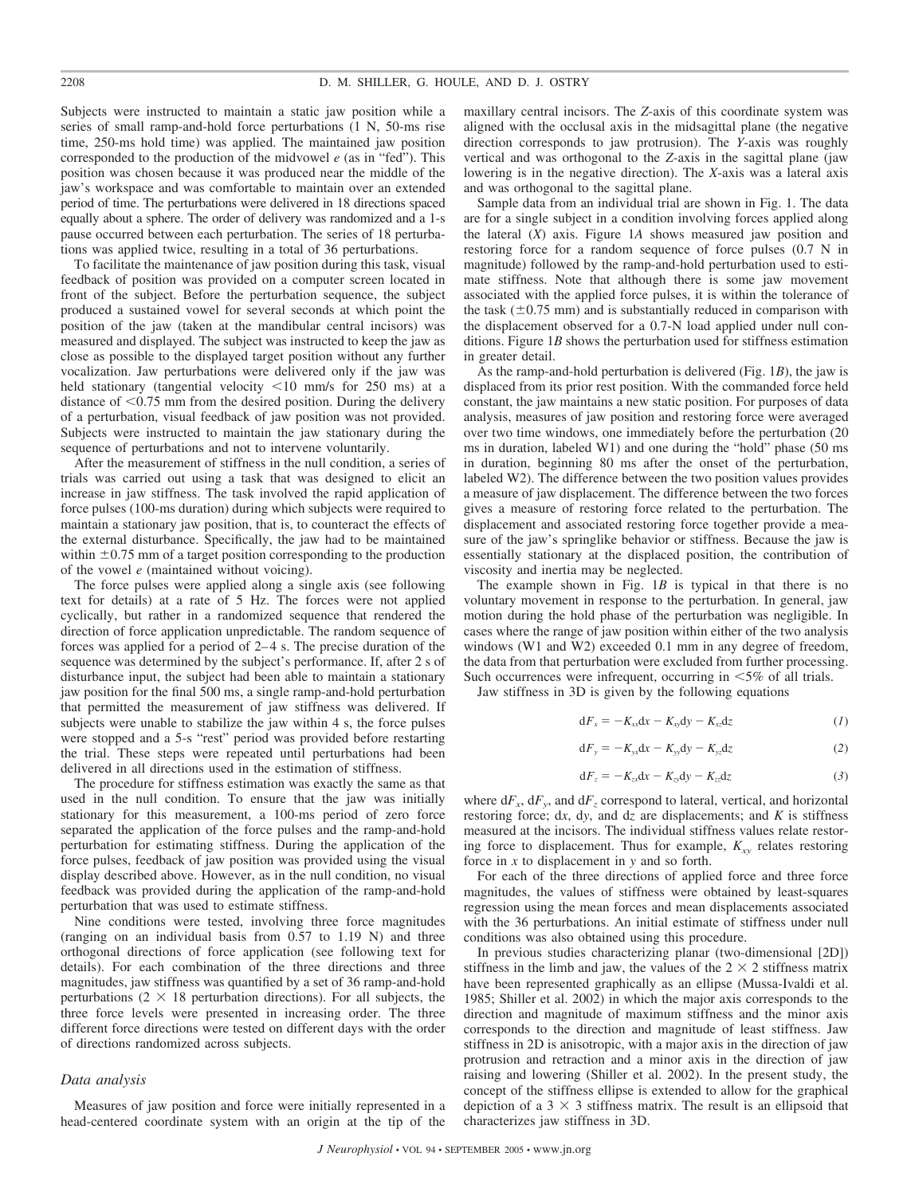Subjects were instructed to maintain a static jaw position while a series of small ramp-and-hold force perturbations (1 N, 50-ms rise time, 250-ms hold time) was applied. The maintained jaw position corresponded to the production of the midvowel *e* (as in "fed"). This position was chosen because it was produced near the middle of the jaw's workspace and was comfortable to maintain over an extended period of time. The perturbations were delivered in 18 directions spaced equally about a sphere. The order of delivery was randomized and a 1-s pause occurred between each perturbation. The series of 18 perturbations was applied twice, resulting in a total of 36 perturbations.

To facilitate the maintenance of jaw position during this task, visual feedback of position was provided on a computer screen located in front of the subject. Before the perturbation sequence, the subject produced a sustained vowel for several seconds at which point the position of the jaw (taken at the mandibular central incisors) was measured and displayed. The subject was instructed to keep the jaw as close as possible to the displayed target position without any further vocalization. Jaw perturbations were delivered only if the jaw was held stationary (tangential velocity <10 mm/s for 250 ms) at a distance of <0.75 mm from the desired position. During the delivery of a perturbation, visual feedback of jaw position was not provided. Subjects were instructed to maintain the jaw stationary during the sequence of perturbations and not to intervene voluntarily.

After the measurement of stiffness in the null condition, a series of trials was carried out using a task that was designed to elicit an increase in jaw stiffness. The task involved the rapid application of force pulses (100-ms duration) during which subjects were required to maintain a stationary jaw position, that is, to counteract the effects of the external disturbance. Specifically, the jaw had to be maintained within ±0.75 mm of a target position corresponding to the production of the vowel *e* (maintained without voicing).

The force pulses were applied along a single axis (see following text for details) at a rate of 5 Hz. The forces were not applied cyclically, but rather in a randomized sequence that rendered the direction of force application unpredictable. The random sequence of forces was applied for a period of 2–4 s. The precise duration of the sequence was determined by the subject's performance. If, after 2 s of disturbance input, the subject had been able to maintain a stationary jaw position for the final 500 ms, a single ramp-and-hold perturbation that permitted the measurement of jaw stiffness was delivered. If subjects were unable to stabilize the jaw within 4 s, the force pulses were stopped and a 5-s "rest" period was provided before restarting the trial. These steps were repeated until perturbations had been delivered in all directions used in the estimation of stiffness.

The procedure for stiffness estimation was exactly the same as that used in the null condition. To ensure that the jaw was initially stationary for this measurement, a 100-ms period of zero force separated the application of the force pulses and the ramp-and-hold perturbation for estimating stiffness. During the application of the force pulses, feedback of jaw position was provided using the visual display described above. However, as in the null condition, no visual feedback was provided during the application of the ramp-and-hold perturbation that was used to estimate stiffness.

Nine conditions were tested, involving three force magnitudes (ranging on an individual basis from 0.57 to 1.19 N) and three orthogonal directions of force application (see following text for details). For each combination of the three directions and three magnitudes, jaw stiffness was quantified by a set of 36 ramp-and-hold perturbations (2 × 18 perturbation directions). For all subjects, the three force levels were presented in increasing order. The three different force directions were tested on different days with the order of directions randomized across subjects.

### *Data analysis*

Measures of jaw position and force were initially represented in a head-centered coordinate system with an origin at the tip of the maxillary central incisors. The *Z*-axis of this coordinate system was aligned with the occlusal axis in the midsagittal plane (the negative direction corresponds to jaw protrusion). The *Y*-axis was roughly vertical and was orthogonal to the *Z*-axis in the sagittal plane (jaw lowering is in the negative direction). The *X*-axis was a lateral axis and was orthogonal to the sagittal plane.

Sample data from an individual trial are shown in Fig. 1. The data are for a single subject in a condition involving forces applied along the lateral (*X*) axis. Figure 1*A* shows measured jaw position and restoring force for a random sequence of force pulses (0.7 N in magnitude) followed by the ramp-and-hold perturbation used to estimate stiffness. Note that although there is some jaw movement associated with the applied force pulses, it is within the tolerance of the task (±0.75 mm) and is substantially reduced in comparison with the displacement observed for a 0.7-N load applied under null conditions. Figure 1*B* shows the perturbation used for stiffness estimation in greater detail.

As the ramp-and-hold perturbation is delivered (Fig. 1*B*), the jaw is displaced from its prior rest position. With the commanded force held constant, the jaw maintains a new static position. For purposes of data analysis, measures of jaw position and restoring force were averaged over two time windows, one immediately before the perturbation (20 ms in duration, labeled W1) and one during the "hold" phase (50 ms in duration, beginning 80 ms after the onset of the perturbation, labeled W2). The difference between the two position values provides a measure of jaw displacement. The difference between the two forces gives a measure of restoring force related to the perturbation. The displacement and associated restoring force together provide a measure of the jaw's springlike behavior or stiffness. Because the jaw is essentially stationary at the displaced position, the contribution of viscosity and inertia may be neglected.

The example shown in Fig. 1*B* is typical in that there is no voluntary movement in response to the perturbation. In general, jaw motion during the hold phase of the perturbation was negligible. In cases where the range of jaw position within either of the two analysis windows (W1 and W2) exceeded 0.1 mm in any degree of freedom, the data from that perturbation were excluded from further processing. Such occurrences were infrequent, occurring in <5% of all trials.

Jaw stiffness in 3D is given by the following equations

$$dF_x = -K_{xx}dx - K_{xy}dy - K_{xz}dz \tag{1}$$

$$dF_y = -K_{yx}dx - K_{yy}dy - K_{yz}dz \tag{2}$$

$$dF_z = -K_{zx}dx - K_{zy}dy - K_{zz}dz \tag{3}$$

where $dF_x$, $dF_y$, and $dF_z$ correspond to lateral, vertical, and horizontal restoring force; $dx$, $dy$, and $dz$ are displacements; and $K$ is stiffness measured at the incisors. The individual stiffness values relate restoring force to displacement. Thus for example, $K_{xy}$ relates restoring force in $x$ to displacement in $y$ and so forth.

For each of the three directions of applied force and three force magnitudes, the values of stiffness were obtained by least-squares regression using the mean forces and mean displacements associated with the 36 perturbations. An initial estimate of stiffness under null conditions was also obtained using this procedure.

In previous studies characterizing planar (two-dimensional [2D]) stiffness in the limb and jaw, the values of the 2 × 2 stiffness matrix have been represented graphically as an ellipse (Mussa-Ivaldi et al. 1985; Shiller et al. 2002) in which the major axis corresponds to the direction and magnitude of maximum stiffness and the minor axis corresponds to the direction and magnitude of least stiffness. Jaw stiffness in 2D is anisotropic, with a major axis in the direction of jaw protrusion and retraction and a minor axis in the direction of jaw raising and lowering (Shiller et al. 2002). In the present study, the concept of the stiffness ellipse is extended to allow for the graphical depiction of a 3 × 3 stiffness matrix. The result is an ellipsoid that characterizes jaw stiffness in 3D.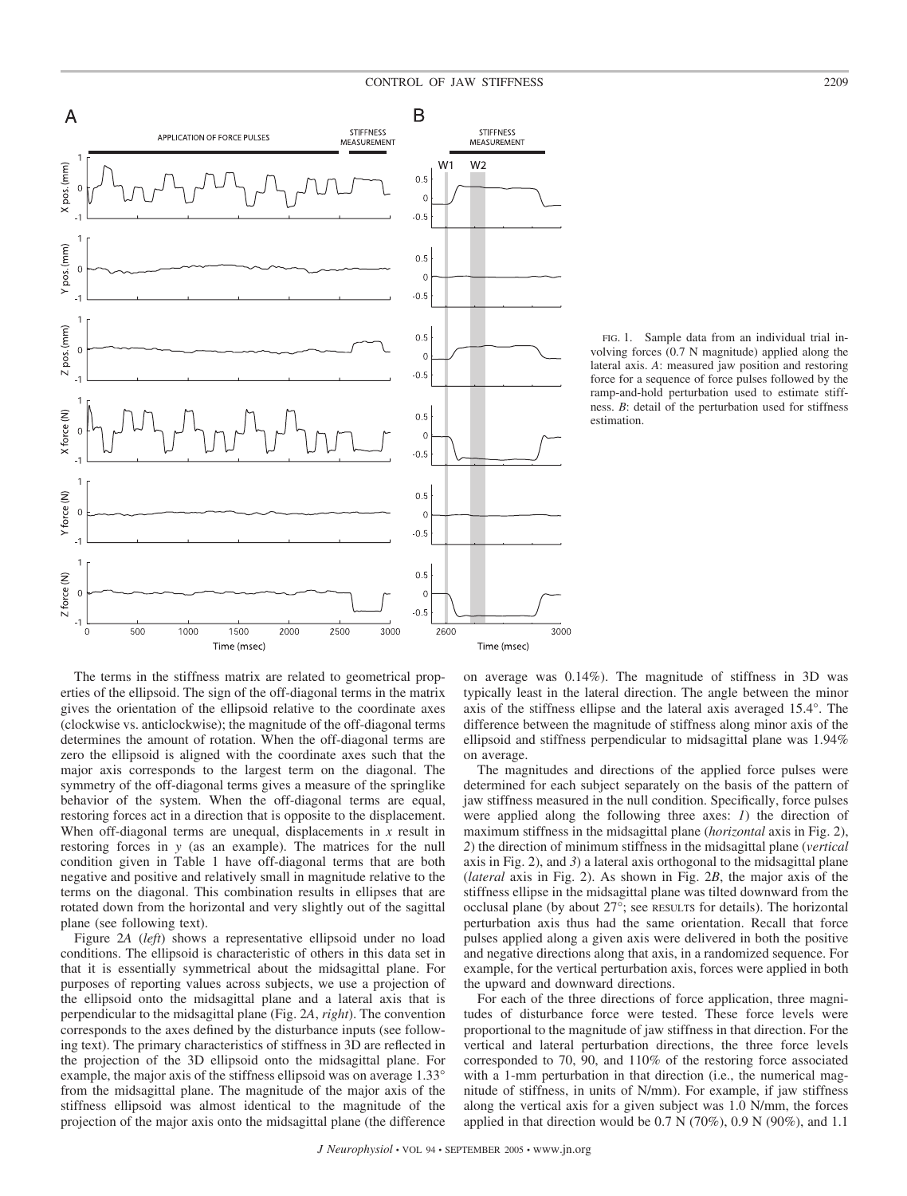FIG. 1. Sample data from an individual trial involving forces (0.7 N magnitude) applied along the lateral axis. *A*: measured jaw position and restoring force for a sequence of force pulses followed by the ramp-and-hold perturbation used to estimate stiffness. *B*: detail of the perturbation used for stiffness estimation.

The terms in the stiffness matrix are related to geometrical properties of the ellipsoid. The sign of the off-diagonal terms in the matrix gives the orientation of the ellipsoid relative to the coordinate axes (clockwise vs. anticlockwise); the magnitude of the off-diagonal terms determines the amount of rotation. When the off-diagonal terms are zero the ellipsoid is aligned with the coordinate axes such that the major axis corresponds to the largest term on the diagonal. The symmetry of the off-diagonal terms gives a measure of the springlike behavior of the system. When the off-diagonal terms are equal, restoring forces act in a direction that is opposite to the displacement. When off-diagonal terms are unequal, displacements in $x$ result in restoring forces in $y$ (as an example). The matrices for the null condition given in Table 1 have off-diagonal terms that are both negative and positive and relatively small in magnitude relative to the terms on the diagonal. This combination results in ellipses that are rotated down from the horizontal and very slightly out of the sagittal plane (see following text).

Figure 2*A* (*left*) shows a representative ellipsoid under no load conditions. The ellipsoid is characteristic of others in this data set in that it is essentially symmetrical about the midsagittal plane. For purposes of reporting values across subjects, we use a projection of the ellipsoid onto the midsagittal plane and a lateral axis that is perpendicular to the midsagittal plane (Fig. 2*A*, *right*). The convention corresponds to the axes defined by the disturbance inputs (see following text). The primary characteristics of stiffness in 3D are reflected in the projection of the 3D ellipsoid onto the midsagittal plane. For example, the major axis of the stiffness ellipsoid was on average 1.33° from the midsagittal plane. The magnitude of the major axis of the stiffness ellipsoid was almost identical to the magnitude of the projection of the major axis onto the midsagittal plane (the difference on average was 0.14%). The magnitude of stiffness in 3D was typically least in the lateral direction. The angle between the minor axis of the stiffness ellipse and the lateral axis averaged 15.4°. The difference between the magnitude of stiffness along minor axis of the ellipsoid and stiffness perpendicular to midsagittal plane was 1.94% on average.

The magnitudes and directions of the applied force pulses were determined for each subject separately on the basis of the pattern of jaw stiffness measured in the null condition. Specifically, force pulses were applied along the following three axes: *1*) the direction of maximum stiffness in the midsagittal plane (*horizontal* axis in Fig. 2), *2*) the direction of minimum stiffness in the midsagittal plane (*vertical* axis in Fig. 2), and *3*) a lateral axis orthogonal to the midsagittal plane (*lateral* axis in Fig. 2). As shown in Fig. 2*B*, the major axis of the stiffness ellipse in the midsagittal plane was tilted downward from the occlusal plane (by about 27°; see RESULTS for details). The horizontal perturbation axis thus had the same orientation. Recall that force pulses applied along a given axis were delivered in both the positive and negative directions along that axis, in a randomized sequence. For example, for the vertical perturbation axis, forces were applied in both the upward and downward directions.

For each of the three directions of force application, three magnitudes of disturbance force were tested. These force levels were proportional to the magnitude of jaw stiffness in that direction. For the vertical and lateral perturbation directions, the three force levels corresponded to 70, 90, and 110% of the restoring force associated with a 1-mm perturbation in that direction (i.e., the numerical magnitude of stiffness, in units of N/mm). For example, if jaw stiffness along the vertical axis for a given subject was 1.0 N/mm, the forces applied in that direction would be 0.7 N (70%), 0.9 N (90%), and 1.1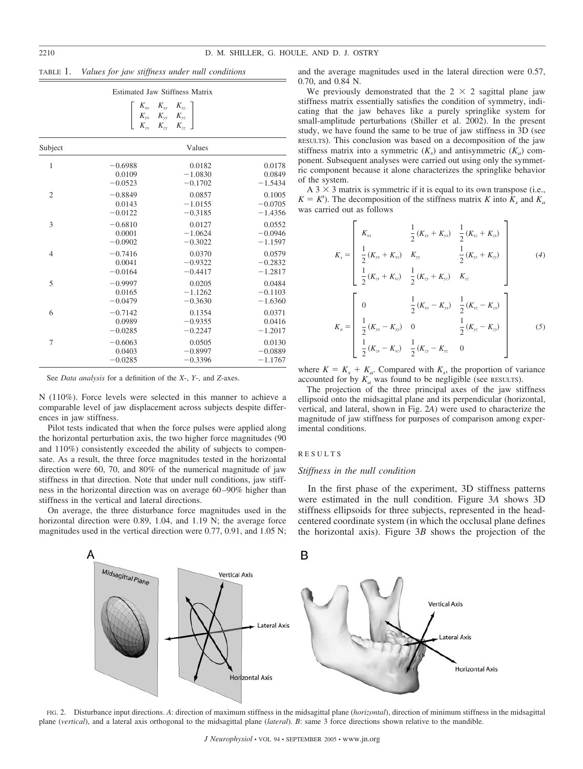TABLE 1. *Values for jaw stiffness under null conditions*

Estimated Jaw Stiffness Matrix

$$\begin{bmatrix} K_{xx} & K_{xy} & K_{xz} \\ K_{yx} & K_{yy} & K_{yz} \\ K_{zx} & K_{zy} & K_{zz} \end{bmatrix}$$

| Subject | Values | | |
|---|---|---|---|
| 1 | −0.6988 | 0.0182 | 0.0178 |
| | 0.0109 | −1.0830 | 0.0849 |
| | −0.0523 | −0.1702 | −1.5434 |
| 2 | −0.8849 | 0.0857 | 0.1005 |
| | 0.0143 | −1.0155 | −0.0705 |
| | −0.0122 | −0.3185 | −1.4356 |
| 3 | −0.6810 | 0.0127 | 0.0552 |
| | 0.0001 | −1.0624 | −0.0946 |
| | −0.0902 | −0.3022 | −1.1597 |
| 4 | −0.7416 | 0.0370 | 0.0579 |
| | 0.0041 | −0.9322 | −0.2832 |
| | −0.0164 | −0.4417 | −1.2817 |
| 5 | −0.9997 | 0.0205 | 0.0484 |
| | 0.0165 | −1.1262 | −0.1103 |
| | −0.0479 | −0.3630 | −1.6360 |
| 6 | −0.7142 | 0.1354 | 0.0371 |
| | 0.0989 | −0.9355 | 0.0416 |
| | −0.0285 | −0.2247 | −1.2017 |
| 7 | −0.6063 | 0.0505 | 0.0130 |
| | 0.0403 | −0.8997 | −0.0889 |
| | −0.0285 | −0.3396 | −1.1767 |

See *Data analysis* for a definition of the *X*-, *Y*-, and *Z*-axes.

N (110%). Force levels were selected in this manner to achieve a comparable level of jaw displacement across subjects despite differences in jaw stiffness.

Pilot tests indicated that when the force pulses were applied along the horizontal perturbation axis, the two higher force magnitudes (90 and 110%) consistently exceeded the ability of subjects to compensate. As a result, the three force magnitudes tested in the horizontal direction were 60, 70, and 80% of the numerical magnitude of jaw stiffness in that direction. Note that under null conditions, jaw stiffness in the horizontal direction was on average 60–90% higher than stiffness in the vertical and lateral directions.

On average, the three disturbance force magnitudes used in the horizontal direction were 0.89, 1.04, and 1.19 N; the average force magnitudes used in the vertical direction were 0.77, 0.91, and 1.05 N; and the average magnitudes used in the lateral direction were 0.57, 0.70, and 0.84 N.

We previously demonstrated that the 2 × 2 sagittal plane jaw stiffness matrix essentially satisfies the condition of symmetry, indicating that the jaw behaves like a purely springlike system for small-amplitude perturbations (Shiller et al. 2002). In the present study, we have found the same to be true of jaw stiffness in 3D (see RESULTS). This conclusion was based on a decomposition of the jaw stiffness matrix into a symmetric ($K_s$) and antisymmetric ($K_a$) component. Subsequent analyses were carried out using only the symmetric component because it alone characterizes the springlike behavior of the system.

A 3 × 3 matrix is symmetric if it is equal to its own transpose (i.e., $K = K^t$). The decomposition of the stiffness matrix $K$ into $K_s$ and $K_a$ was carried out as follows

$$K_s = \begin{bmatrix} K_{xx} & \frac{1}{2}(K_{xy} + K_{yx}) & \frac{1}{2}(K_{xz} + K_{zx}) \\ \frac{1}{2}(K_{yx} + K_{xy}) & K_{yy} & \frac{1}{2}(K_{yz} + K_{zy}) \\ \frac{1}{2}(K_{zx} + K_{xz}) & \frac{1}{2}(K_{zy} + K_{yz}) & K_{zz} \end{bmatrix} \tag{4}$$

$$K_a = \begin{bmatrix} 0 & \frac{1}{2}(K_{xy} - K_{yx}) & \frac{1}{2}(K_{xz} - K_{zx}) \\ \frac{1}{2}(K_{yx} - K_{xy}) & 0 & \frac{1}{2}(K_{yz} - K_{zy}) \\ \frac{1}{2}(K_{zx} - K_{xz}) & \frac{1}{2}(K_{zy} - K_{yz} & 0 \end{bmatrix} \tag{5}$$

where $K = K_s + K_a$. Compared with $K_s$, the proportion of variance accounted for by $K_a$ was found to be negligible (see RESULTS).

The projection of the three principal axes of the jaw stiffness ellipsoid onto the midsagittal plane and its perpendicular (horizontal, vertical, and lateral, shown in Fig. 2*A*) were used to characterize the magnitude of jaw stiffness for purposes of comparison among experimental conditions.

## RESULTS

### *Stiffness in the null condition*

In the first phase of the experiment, 3D stiffness patterns were estimated in the null condition. Figure 3*A* shows 3D stiffness ellipsoids for three subjects, represented in the head-centered coordinate system (in which the occlusal plane defines the horizontal axis). Figure 3*B* shows the projection of the

FIG. 2. Disturbance input directions. *A*: direction of maximum stiffness in the midsagittal plane (*horizontal*), direction of minimum stiffness in the midsagittal plane (*vertical*), and a lateral axis orthogonal to the midsagittal plane (*lateral*). *B*: same 3 force directions shown relative to the mandible.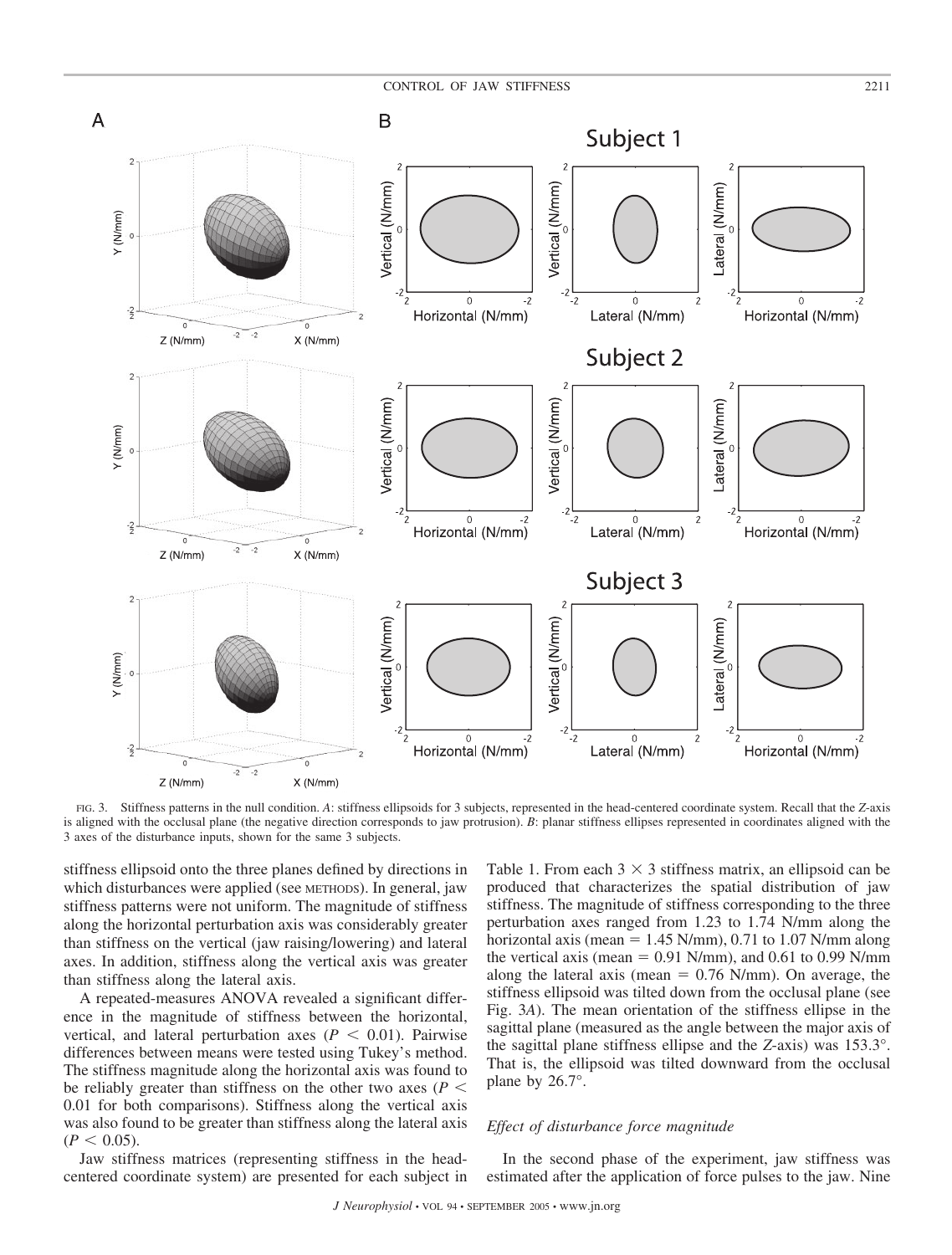FIG. 3. Stiffness patterns in the null condition. *A*: stiffness ellipsoids for 3 subjects, represented in the head-centered coordinate system. Recall that the *Z*-axis is aligned with the occlusal plane (the negative direction corresponds to jaw protrusion). *B*: planar stiffness ellipses represented in coordinates aligned with the 3 axes of the disturbance inputs, shown for the same 3 subjects.

stiffness ellipsoid onto the three planes defined by directions in which disturbances were applied (see METHODS). In general, jaw stiffness patterns were not uniform. The magnitude of stiffness along the horizontal perturbation axis was considerably greater than stiffness on the vertical (jaw raising/lowering) and lateral axes. In addition, stiffness along the vertical axis was greater than stiffness along the lateral axis.

A repeated-measures ANOVA revealed a significant difference in the magnitude of stiffness between the horizontal, vertical, and lateral perturbation axes ($P < 0.01$). Pairwise differences between means were tested using Tukey's method. The stiffness magnitude along the horizontal axis was found to be reliably greater than stiffness on the other two axes ($P < 0.01$ for both comparisons). Stiffness along the vertical axis was also found to be greater than stiffness along the lateral axis ($P < 0.05$).

Jaw stiffness matrices (representing stiffness in the head-centered coordinate system) are presented for each subject in Table 1. From each $3 \times 3$ stiffness matrix, an ellipsoid can be produced that characterizes the spatial distribution of jaw stiffness. The magnitude of stiffness corresponding to the three perturbation axes ranged from 1.23 to 1.74 N/mm along the horizontal axis (mean = 1.45 N/mm), 0.71 to 1.07 N/mm along the vertical axis (mean = 0.91 N/mm), and 0.61 to 0.99 N/mm along the lateral axis (mean = 0.76 N/mm). On average, the stiffness ellipsoid was tilted down from the occlusal plane (see Fig. 3*A*). The mean orientation of the stiffness ellipse in the sagittal plane (measured as the angle between the major axis of the sagittal plane stiffness ellipse and the *Z*-axis) was 153.3°. That is, the ellipsoid was tilted downward from the occlusal plane by 26.7°.

### *Effect of disturbance force magnitude*

In the second phase of the experiment, jaw stiffness was estimated after the application of force pulses to the jaw. Nine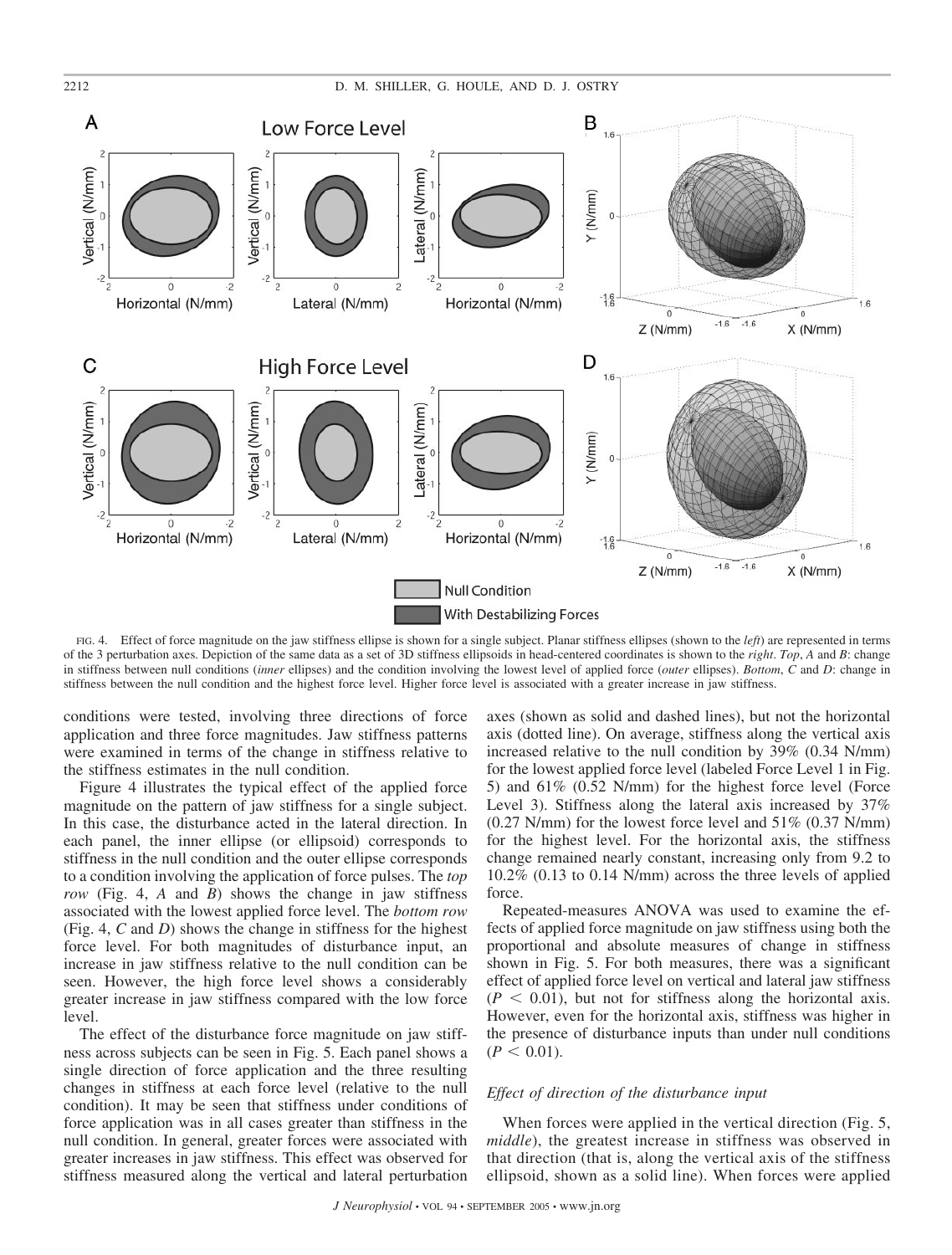FIG. 4. Effect of force magnitude on the jaw stiffness ellipse is shown for a single subject. Planar stiffness ellipses (shown to the *left*) are represented in terms of the 3 perturbation axes. Depiction of the same data as a set of 3D stiffness ellipsoids in head-centered coordinates is shown to the *right*. *Top*, *A* and *B*: change in stiffness between null conditions (*inner* ellipses) and the condition involving the lowest level of applied force (*outer* ellipses). *Bottom*, *C* and *D*: change in stiffness between the null condition and the highest force level. Higher force level is associated with a greater increase in jaw stiffness.

conditions were tested, involving three directions of force application and three force magnitudes. Jaw stiffness patterns were examined in terms of the change in stiffness relative to the stiffness estimates in the null condition.

Figure 4 illustrates the typical effect of the applied force magnitude on the pattern of jaw stiffness for a single subject. In this case, the disturbance acted in the lateral direction. In each panel, the inner ellipse (or ellipsoid) corresponds to stiffness in the null condition and the outer ellipse corresponds to a condition involving the application of force pulses. The *top row* (Fig. 4, *A* and *B*) shows the change in jaw stiffness associated with the lowest applied force level. The *bottom row* (Fig. 4, *C* and *D*) shows the change in stiffness for the highest force level. For both magnitudes of disturbance input, an increase in jaw stiffness relative to the null condition can be seen. However, the high force level shows a considerably greater increase in jaw stiffness compared with the low force level.

The effect of the disturbance force magnitude on jaw stiffness across subjects can be seen in Fig. 5. Each panel shows a single direction of force application and the three resulting changes in stiffness at each force level (relative to the null condition). It may be seen that stiffness under conditions of force application was in all cases greater than stiffness in the null condition. In general, greater forces were associated with greater increases in jaw stiffness. This effect was observed for stiffness measured along the vertical and lateral perturbation axes (shown as solid and dashed lines), but not the horizontal axis (dotted line). On average, stiffness along the vertical axis increased relative to the null condition by 39% (0.34 N/mm) for the lowest applied force level (labeled Force Level 1 in Fig. 5) and 61% (0.52 N/mm) for the highest force level (Force Level 3). Stiffness along the lateral axis increased by 37% (0.27 N/mm) for the lowest force level and 51% (0.37 N/mm) for the highest level. For the horizontal axis, the stiffness change remained nearly constant, increasing only from 9.2 to 10.2% (0.13 to 0.14 N/mm) across the three levels of applied force.

Repeated-measures ANOVA was used to examine the effects of applied force magnitude on jaw stiffness using both the proportional and absolute measures of change in stiffness shown in Fig. 5. For both measures, there was a significant effect of applied force level on vertical and lateral jaw stiffness ($P < 0.01$), but not for stiffness along the horizontal axis. However, even for the horizontal axis, stiffness was higher in the presence of disturbance inputs than under null conditions ($P < 0.01$).

### *Effect of direction of the disturbance input*

When forces were applied in the vertical direction (Fig. 5, *middle*), the greatest increase in stiffness was observed in that direction (that is, along the vertical axis of the stiffness ellipsoid, shown as a solid line). When forces were applied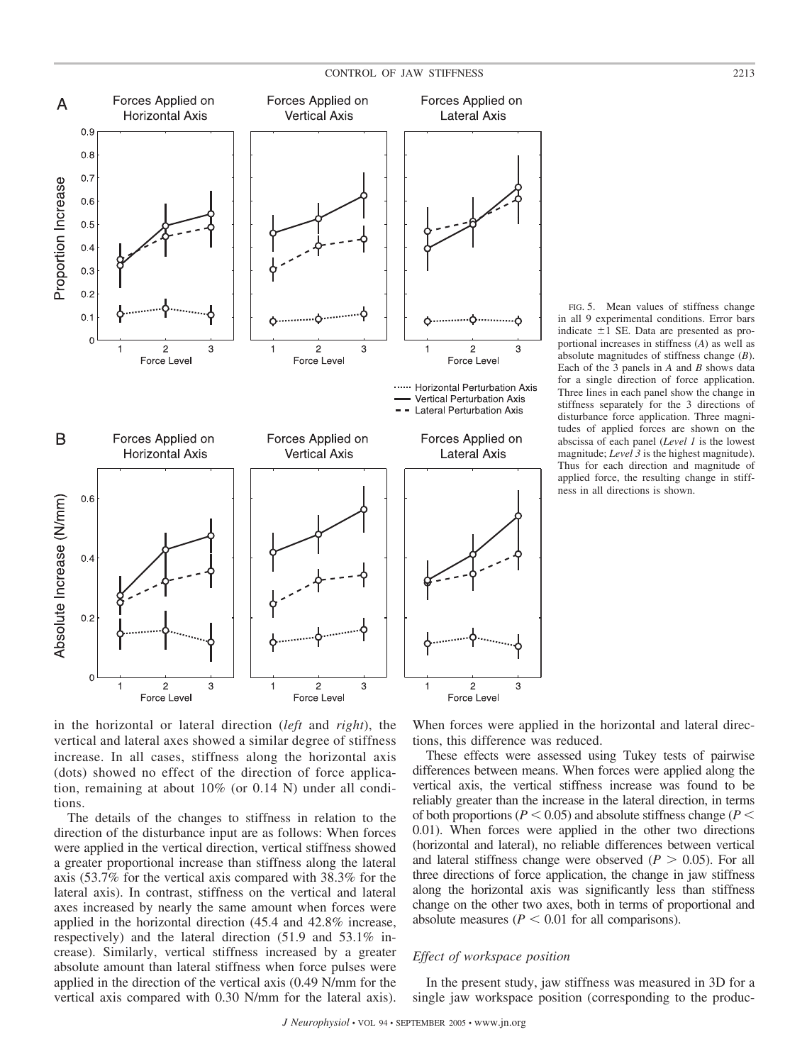FIG. 5. Mean values of stiffness change in all 9 experimental conditions. Error bars indicate ±1 SE. Data are presented as proportional increases in stiffness (*A*) as well as absolute magnitudes of stiffness change (*B*). Each of the 3 panels in *A* and *B* shows data for a single direction of force application. Three lines in each panel show the change in stiffness separately for the 3 directions of disturbance force application. Three magnitudes of applied forces are shown on the abscissa of each panel (*Level 1* is the lowest magnitude; *Level 3* is the highest magnitude). Thus for each direction and magnitude of applied force, the resulting change in stiffness in all directions is shown.

in the horizontal or lateral direction (*left* and *right*), the vertical and lateral axes showed a similar degree of stiffness increase. In all cases, stiffness along the horizontal axis (dots) showed no effect of the direction of force application, remaining at about 10% (or 0.14 N) under all conditions.

The details of the changes to stiffness in relation to the direction of the disturbance input are as follows: When forces were applied in the vertical direction, vertical stiffness showed a greater proportional increase than stiffness along the lateral axis (53.7% for the vertical axis compared with 38.3% for the lateral axis). In contrast, stiffness on the vertical and lateral axes increased by nearly the same amount when forces were applied in the horizontal direction (45.4 and 42.8% increase, respectively) and the lateral direction (51.9 and 53.1% increase). Similarly, vertical stiffness increased by a greater absolute amount than lateral stiffness when force pulses were applied in the direction of the vertical axis (0.49 N/mm for the vertical axis compared with 0.30 N/mm for the lateral axis). When forces were applied in the horizontal and lateral directions, this difference was reduced.

These effects were assessed using Tukey tests of pairwise differences between means. When forces were applied along the vertical axis, the vertical stiffness increase was found to be reliably greater than the increase in the lateral direction, in terms of both proportions ($P < 0.05$) and absolute stiffness change ($P < 0.01$). When forces were applied in the other two directions (horizontal and lateral), no reliable differences between vertical and lateral stiffness change were observed ($P > 0.05$). For all three directions of force application, the change in jaw stiffness along the horizontal axis was significantly less than stiffness change on the other two axes, both in terms of proportional and absolute measures ($P < 0.01$ for all comparisons).

### *Effect of workspace position*

In the present study, jaw stiffness was measured in 3D for a single jaw workspace position (corresponding to the produc-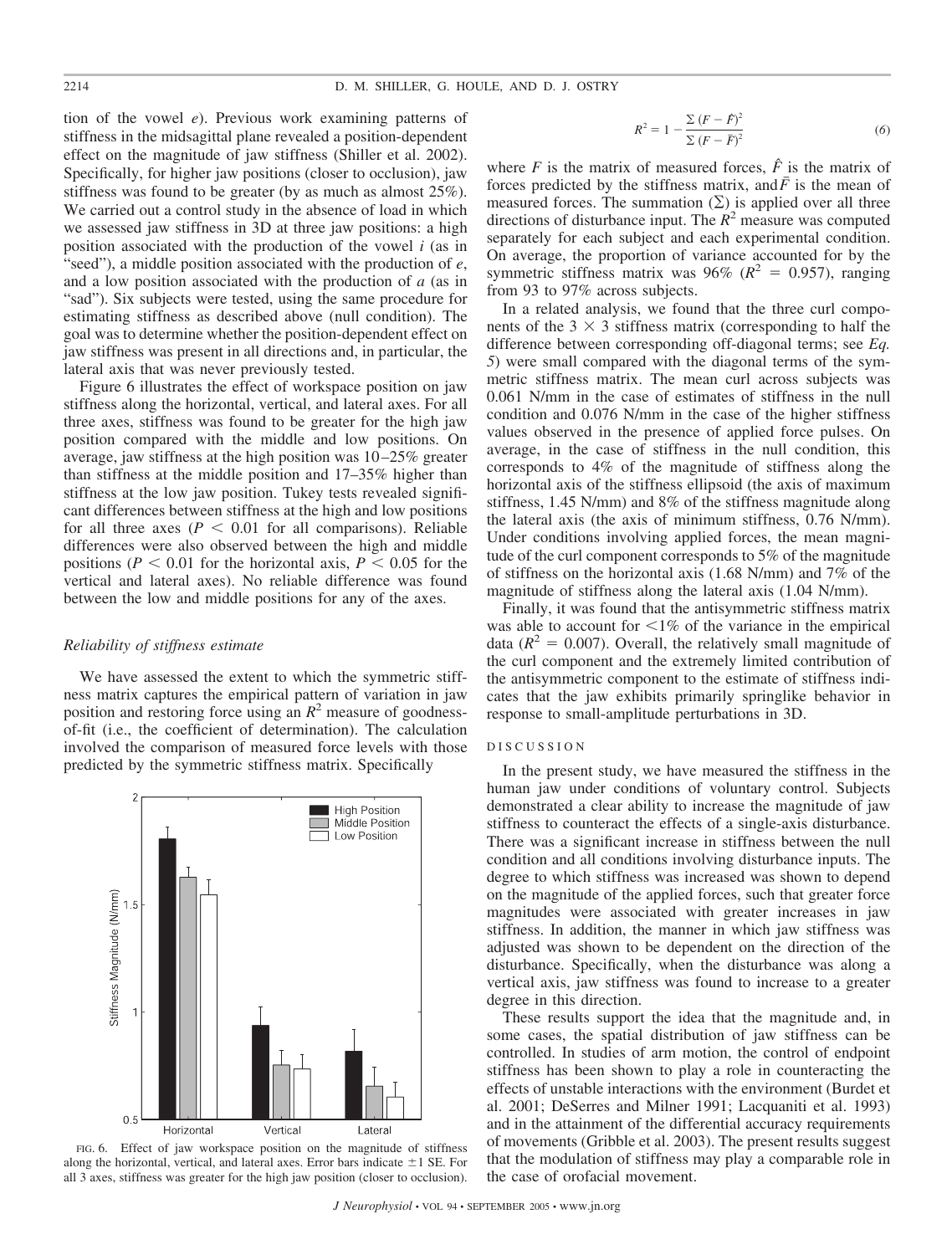tion of the vowel *e*). Previous work examining patterns of stiffness in the midsagittal plane revealed a position-dependent effect on the magnitude of jaw stiffness (Shiller et al. 2002). Specifically, for higher jaw positions (closer to occlusion), jaw stiffness was found to be greater (by as much as almost 25%). We carried out a control study in the absence of load in which we assessed jaw stiffness in 3D at three jaw positions: a high position associated with the production of the vowel *i* (as in "seed"), a middle position associated with the production of *e*, and a low position associated with the production of *a* (as in "sad"). Six subjects were tested, using the same procedure for estimating stiffness as described above (null condition). The goal was to determine whether the position-dependent effect on jaw stiffness was present in all directions and, in particular, the lateral axis that was never previously tested.

Figure 6 illustrates the effect of workspace position on jaw stiffness along the horizontal, vertical, and lateral axes. For all three axes, stiffness was found to be greater for the high jaw position compared with the middle and low positions. On average, jaw stiffness at the high position was 10–25% greater than stiffness at the middle position and 17–35% higher than stiffness at the low jaw position. Tukey tests revealed significant differences between stiffness at the high and low positions for all three axes ($P < 0.01$ for all comparisons). Reliable differences were also observed between the high and middle positions ($P < 0.01$ for the horizontal axis, $P < 0.05$ for the vertical and lateral axes). No reliable difference was found between the low and middle positions for any of the axes.

FIG. 6. Effect of jaw workspace position on the magnitude of stiffness along the horizontal, vertical, and lateral axes. Error bars indicate ±1 SE. For all 3 axes, stiffness was greater for the high jaw position (closer to occlusion).

### *Reliability of stiffness estimate*

We have assessed the extent to which the symmetric stiffness matrix captures the empirical pattern of variation in jaw position and restoring force using an $R^2$ measure of goodness-of-fit (i.e., the coefficient of determination). The calculation involved the comparison of measured force levels with those predicted by the symmetric stiffness matrix. Specifically

$$R^2 = 1 - \frac{\sum (F - \hat{F})^2}{\sum (F - \bar{F})^2} \tag{6}$$

where $F$ is the matrix of measured forces, $\hat{F}$ is the matrix of forces predicted by the stiffness matrix, and $\bar{F}$ is the mean of measured forces. The summation ($\Sigma$) is applied over all three directions of disturbance input. The $R^2$ measure was computed separately for each subject and each experimental condition. On average, the proportion of variance accounted for by the symmetric stiffness matrix was 96% ($R^2 = 0.957$), ranging from 93 to 97% across subjects.

In a related analysis, we found that the three curl components of the $3 \times 3$ stiffness matrix (corresponding to half the difference between corresponding off-diagonal terms; see *Eq. 5*) were small compared with the diagonal terms of the symmetric stiffness matrix. The mean curl across subjects was 0.061 N/mm in the case of estimates of stiffness in the null condition and 0.076 N/mm in the case of the higher stiffness values observed in the presence of applied force pulses. On average, in the case of stiffness in the null condition, this corresponds to 4% of the magnitude of stiffness along the horizontal axis of the stiffness ellipsoid (the axis of maximum stiffness, 1.45 N/mm) and 8% of the stiffness magnitude along the lateral axis (the axis of minimum stiffness, 0.76 N/mm). Under conditions involving applied forces, the mean magnitude of the curl component corresponds to 5% of the magnitude of stiffness on the horizontal axis (1.68 N/mm) and 7% of the magnitude of stiffness along the lateral axis (1.04 N/mm).

Finally, it was found that the antisymmetric stiffness matrix was able to account for <1% of the variance in the empirical data ($R^2 = 0.007$). Overall, the relatively small magnitude of the curl component and the extremely limited contribution of the antisymmetric component to the estimate of stiffness indicates that the jaw exhibits primarily springlike behavior in response to small-amplitude perturbations in 3D.

## DISCUSSION

In the present study, we have measured the stiffness in the human jaw under conditions of voluntary control. Subjects demonstrated a clear ability to increase the magnitude of jaw stiffness to counteract the effects of a single-axis disturbance. There was a significant increase in stiffness between the null condition and all conditions involving disturbance inputs. The degree to which stiffness was increased was shown to depend on the magnitude of the applied forces, such that greater force magnitudes were associated with greater increases in jaw stiffness. In addition, the manner in which jaw stiffness was adjusted was shown to be dependent on the direction of the disturbance. Specifically, when the disturbance was along a vertical axis, jaw stiffness was found to increase to a greater degree in this direction.

These results support the idea that the magnitude and, in some cases, the spatial distribution of jaw stiffness can be controlled. In studies of arm motion, the control of endpoint stiffness has been shown to play a role in counteracting the effects of unstable interactions with the environment (Burdet et al. 2001; DeSerres and Milner 1991; Lacquaniti et al. 1993) and in the attainment of the differential accuracy requirements of movements (Gribble et al. 2003). The present results suggest that the modulation of stiffness may play a comparable role in the case of orofacial movement.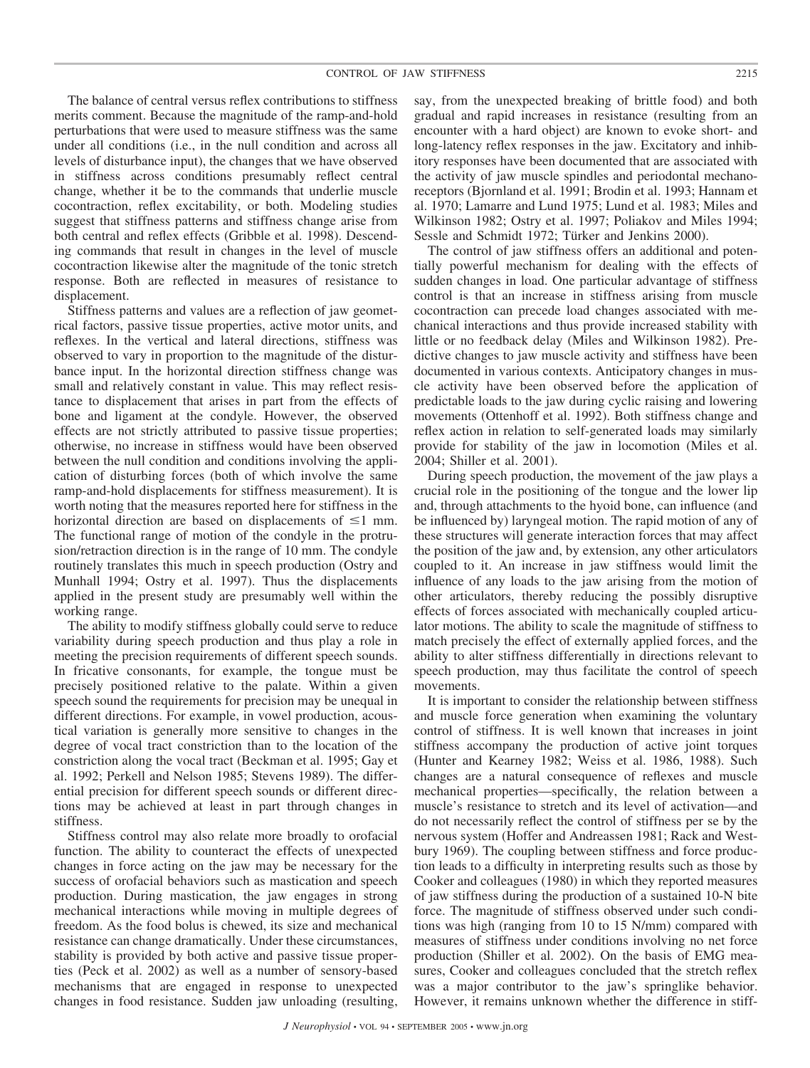The balance of central versus reflex contributions to stiffness merits comment. Because the magnitude of the ramp-and-hold perturbations that were used to measure stiffness was the same under all conditions (i.e., in the null condition and across all levels of disturbance input), the changes that we have observed in stiffness across conditions presumably reflect central change, whether it be to the commands that underlie muscle cocontraction, reflex excitability, or both. Modeling studies suggest that stiffness patterns and stiffness change arise from both central and reflex effects (Gribble et al. 1998). Descending commands that result in changes in the level of muscle cocontraction likewise alter the magnitude of the tonic stretch response. Both are reflected in measures of resistance to displacement.

Stiffness patterns and values are a reflection of jaw geometrical factors, passive tissue properties, active motor units, and reflexes. In the vertical and lateral directions, stiffness was observed to vary in proportion to the magnitude of the disturbance input. In the horizontal direction stiffness change was small and relatively constant in value. This may reflect resistance to displacement that arises in part from the effects of bone and ligament at the condyle. However, the observed effects are not strictly attributed to passive tissue properties; otherwise, no increase in stiffness would have been observed between the null condition and conditions involving the application of disturbing forces (both of which involve the same ramp-and-hold displacements for stiffness measurement). It is worth noting that the measures reported here for stiffness in the horizontal direction are based on displacements of $\leq 1$ mm. The functional range of motion of the condyle in the protrusion/retraction direction is in the range of 10 mm. The condyle routinely translates this much in speech production (Ostry and Munhall 1994; Ostry et al. 1997). Thus the displacements applied in the present study are presumably well within the working range.

The ability to modify stiffness globally could serve to reduce variability during speech production and thus play a role in meeting the precision requirements of different speech sounds. In fricative consonants, for example, the tongue must be precisely positioned relative to the palate. Within a given speech sound the requirements for precision may be unequal in different directions. For example, in vowel production, acoustical variation is generally more sensitive to changes in the degree of vocal tract constriction than to the location of the constriction along the vocal tract (Beckman et al. 1995; Gay et al. 1992; Perkell and Nelson 1985; Stevens 1989). The differential precision for different speech sounds or different directions may be achieved at least in part through changes in stiffness.

Stiffness control may also relate more broadly to orofacial function. The ability to counteract the effects of unexpected changes in force acting on the jaw may be necessary for the success of orofacial behaviors such as mastication and speech production. During mastication, the jaw engages in strong mechanical interactions while moving in multiple degrees of freedom. As the food bolus is chewed, its size and mechanical resistance can change dramatically. Under these circumstances, stability is provided by both active and passive tissue properties (Peck et al. 2002) as well as a number of sensory-based mechanisms that are engaged in response to unexpected changes in food resistance. Sudden jaw unloading (resulting, say, from the unexpected breaking of brittle food) and both gradual and rapid increases in resistance (resulting from an encounter with a hard object) are known to evoke short- and long-latency reflex responses in the jaw. Excitatory and inhibitory responses have been documented that are associated with the activity of jaw muscle spindles and periodontal mechanoreceptors (Bjornland et al. 1991; Brodin et al. 1993; Hannam et al. 1970; Lamarre and Lund 1975; Lund et al. 1983; Miles and Wilkinson 1982; Ostry et al. 1997; Poliakov and Miles 1994; Sessle and Schmidt 1972; Türker and Jenkins 2000).

The control of jaw stiffness offers an additional and potentially powerful mechanism for dealing with the effects of sudden changes in load. One particular advantage of stiffness control is that an increase in stiffness arising from muscle cocontraction can precede load changes associated with mechanical interactions and thus provide increased stability with little or no feedback delay (Miles and Wilkinson 1982). Predictive changes to jaw muscle activity and stiffness have been documented in various contexts. Anticipatory changes in muscle activity have been observed before the application of predictable loads to the jaw during cyclic raising and lowering movements (Ottenhoff et al. 1992). Both stiffness change and reflex action in relation to self-generated loads may similarly provide for stability of the jaw in locomotion (Miles et al. 2004; Shiller et al. 2001).

During speech production, the movement of the jaw plays a crucial role in the positioning of the tongue and the lower lip and, through attachments to the hyoid bone, can influence (and be influenced by) laryngeal motion. The rapid motion of any of these structures will generate interaction forces that may affect the position of the jaw and, by extension, any other articulators coupled to it. An increase in jaw stiffness would limit the influence of any loads to the jaw arising from the motion of other articulators, thereby reducing the possibly disruptive effects of forces associated with mechanically coupled articulator motions. The ability to scale the magnitude of stiffness to match precisely the effect of externally applied forces, and the ability to alter stiffness differentially in directions relevant to speech production, may thus facilitate the control of speech movements.

It is important to consider the relationship between stiffness and muscle force generation when examining the voluntary control of stiffness. It is well known that increases in joint stiffness accompany the production of active joint torques (Hunter and Kearney 1982; Weiss et al. 1986, 1988). Such changes are a natural consequence of reflexes and muscle mechanical properties—specifically, the relation between a muscle's resistance to stretch and its level of activation—and do not necessarily reflect the control of stiffness per se by the nervous system (Hoffer and Andreassen 1981; Rack and Westbury 1969). The coupling between stiffness and force production leads to a difficulty in interpreting results such as those by Cooker and colleagues (1980) in which they reported measures of jaw stiffness during the production of a sustained 10-N bite force. The magnitude of stiffness observed under such conditions was high (ranging from 10 to 15 N/mm) compared with measures of stiffness under conditions involving no net force production (Shiller et al. 2002). On the basis of EMG measures, Cooker and colleagues concluded that the stretch reflex was a major contributor to the jaw's springlike behavior. However, it remains unknown whether the difference in stiff-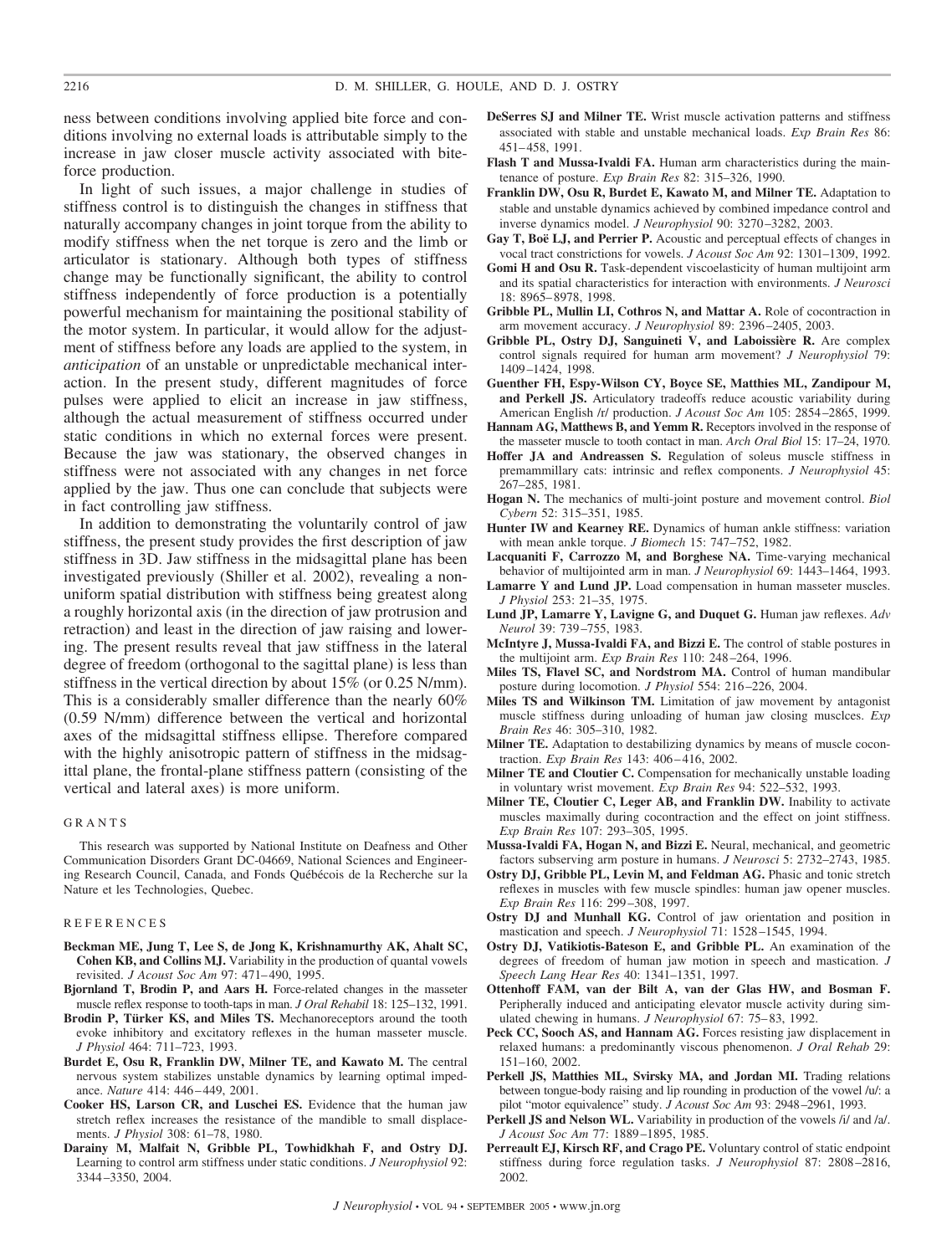ness between conditions involving applied bite force and conditions involving no external loads is attributable simply to the increase in jaw closer muscle activity associated with bite-force production.

In light of such issues, a major challenge in studies of stiffness control is to distinguish the changes in stiffness that naturally accompany changes in joint torque from the ability to modify stiffness when the net torque is zero and the limb or articulator is stationary. Although both types of stiffness change may be functionally significant, the ability to control stiffness independently of force production is a potentially powerful mechanism for maintaining the positional stability of the motor system. In particular, it would allow for the adjustment of stiffness before any loads are applied to the system, in *anticipation* of an unstable or unpredictable mechanical interaction. In the present study, different magnitudes of force pulses were applied to elicit an increase in jaw stiffness, although the actual measurement of stiffness occurred under static conditions in which no external forces were present. Because the jaw was stationary, the observed changes in stiffness were not associated with any changes in net force applied by the jaw. Thus one can conclude that subjects were in fact controlling jaw stiffness.

In addition to demonstrating the voluntarily control of jaw stiffness, the present study provides the first description of jaw stiffness in 3D. Jaw stiffness in the midsagittal plane has been investigated previously (Shiller et al. 2002), revealing a nonuniform spatial distribution with stiffness being greatest along a roughly horizontal axis (in the direction of jaw protrusion and retraction) and least in the direction of jaw raising and lowering. The present results reveal that jaw stiffness in the lateral degree of freedom (orthogonal to the sagittal plane) is less than stiffness in the vertical direction by about 15% (or 0.25 N/mm). This is a considerably smaller difference than the nearly 60% (0.59 N/mm) difference between the vertical and horizontal axes of the midsagittal stiffness ellipse. Therefore compared with the highly anisotropic pattern of stiffness in the midsagittal plane, the frontal-plane stiffness pattern (consisting of the vertical and lateral axes) is more uniform.

## GRANTS

This research was supported by National Institute on Deafness and Other Communication Disorders Grant DC-04669, National Sciences and Engineering Research Council, Canada, and Fonds Québécois de la Recherche sur la Nature et les Technologies, Quebec.

## REFERENCES

**Beckman ME, Jung T, Lee S, de Jong K, Krishnamurthy AK, Ahalt SC, Cohen KB, and Collins MJ.** Variability in the production of quantal vowels revisited. *J Acoust Soc Am* 97: 471–490, 1995.

**Bjornland T, Brodin P, and Aars H.** Force-related changes in the masseter muscle reflex response to tooth-taps in man. *J Oral Rehabil* 18: 125–132, 1991.

**Brodin P, Türker KS, and Miles TS.** Mechanoreceptors around the tooth evoke inhibitory and excitatory reflexes in the human masseter muscle. *J Physiol* 464: 711–723, 1993.

**Burdet E, Osu R, Franklin DW, Milner TE, and Kawato M.** The central nervous system stabilizes unstable dynamics by learning optimal impedance. *Nature* 414: 446–449, 2001.

**Cooker HS, Larson CR, and Luschei ES.** Evidence that the human jaw stretch reflex increases the resistance of the mandible to small displacements. *J Physiol* 308: 61–78, 1980.

**Darainy M, Malfait N, Gribble PL, Towhidkhah F, and Ostry DJ.** Learning to control arm stiffness under static conditions. *J Neurophysiol* 92: 3344–3350, 2004.

**DeSerres SJ and Milner TE.** Wrist muscle activation patterns and stiffness associated with stable and unstable mechanical loads. *Exp Brain Res* 86: 451–458, 1991.

**Flash T and Mussa-Ivaldi FA.** Human arm characteristics during the maintenance of posture. *Exp Brain Res* 82: 315–326, 1990.

**Franklin DW, Osu R, Burdet E, Kawato M, and Milner TE.** Adaptation to stable and unstable dynamics achieved by combined impedance control and inverse dynamics model. *J Neurophysiol* 90: 3270–3282, 2003.

**Gay T, Boë LJ, and Perrier P.** Acoustic and perceptual effects of changes in vocal tract constrictions for vowels. *J Acoust Soc Am* 92: 1301–1309, 1992.

**Gomi H and Osu R.** Task-dependent viscoelasticity of human multijoint arm and its spatial characteristics for interaction with environments. *J Neurosci* 18: 8965–8978, 1998.

**Gribble PL, Mullin LI, Cothros N, and Mattar A.** Role of cocontraction in arm movement accuracy. *J Neurophysiol* 89: 2396–2405, 2003.

**Gribble PL, Ostry DJ, Sanguineti V, and Laboissière R.** Are complex control signals required for human arm movement? *J Neurophysiol* 79: 1409–1424, 1998.

**Guenther FH, Espy-Wilson CY, Boyce SE, Matthies ML, Zandipour M, and Perkell JS.** Articulatory tradeoffs reduce acoustic variability during American English /r/ production. *J Acoust Soc Am* 105: 2854–2865, 1999.

**Hannam AG, Matthews B, and Yemm R.** Receptors involved in the response of the masseter muscle to tooth contact in man. *Arch Oral Biol* 15: 17–24, 1970.

**Hoffer JA and Andreassen S.** Regulation of soleus muscle stiffness in premammillary cats: intrinsic and reflex components. *J Neurophysiol* 45: 267–285, 1981.

**Hogan N.** The mechanics of multi-joint posture and movement control. *Biol Cybern* 52: 315–351, 1985.

**Hunter IW and Kearney RE.** Dynamics of human ankle stiffness: variation with mean ankle torque. *J Biomech* 15: 747–752, 1982.

**Lacquaniti F, Carrozzo M, and Borghese NA.** Time-varying mechanical behavior of multijointed arm in man. *J Neurophysiol* 69: 1443–1464, 1993.

**Lamarre Y and Lund JP.** Load compensation in human masseter muscles. *J Physiol* 253: 21–35, 1975.

**Lund JP, Lamarre Y, Lavigne G, and Duquet G.** Human jaw reflexes. *Adv Neurol* 39: 739–755, 1983.

**McIntyre J, Mussa-Ivaldi FA, and Bizzi E.** The control of stable postures in the multijoint arm. *Exp Brain Res* 110: 248–264, 1996.

**Miles TS, Flavel SC, and Nordstrom MA.** Control of human mandibular posture during locomotion. *J Physiol* 554: 216–226, 2004.

**Miles TS and Wilkinson TM.** Limitation of jaw movement by antagonist muscle stiffness during unloading of human jaw closing musclces. *Exp Brain Res* 46: 305–310, 1982.

**Milner TE.** Adaptation to destabilizing dynamics by means of muscle cocontraction. *Exp Brain Res* 143: 406–416, 2002.

**Milner TE and Cloutier C.** Compensation for mechanically unstable loading in voluntary wrist movement. *Exp Brain Res* 94: 522–532, 1993.

**Milner TE, Cloutier C, Leger AB, and Franklin DW.** Inability to activate muscles maximally during cocontraction and the effect on joint stiffness. *Exp Brain Res* 107: 293–305, 1995.

**Mussa-Ivaldi FA, Hogan N, and Bizzi E.** Neural, mechanical, and geometric factors subserving arm posture in humans. *J Neurosci* 5: 2732–2743, 1985.

**Ostry DJ, Gribble PL, Levin M, and Feldman AG.** Phasic and tonic stretch reflexes in muscles with few muscle spindles: human jaw opener muscles. *Exp Brain Res* 116: 299–308, 1997.

**Ostry DJ and Munhall KG.** Control of jaw orientation and position in mastication and speech. *J Neurophysiol* 71: 1528–1545, 1994.

**Ostry DJ, Vatikiotis-Bateson E, and Gribble PL.** An examination of the degrees of freedom of human jaw motion in speech and mastication. *J Speech Lang Hear Res* 40: 1341–1351, 1997.

**Ottenhoff FAM, van der Bilt A, van der Glas HW, and Bosman F.** Peripherally induced and anticipating elevator muscle activity during simulated chewing in humans. *J Neurophysiol* 67: 75–83, 1992.

**Peck CC, Sooch AS, and Hannam AG.** Forces resisting jaw displacement in relaxed humans: a predominantly viscous phenomenon. *J Oral Rehab* 29: 151–160, 2002.

**Perkell JS, Matthies ML, Svirsky MA, and Jordan MI.** Trading relations between tongue-body raising and lip rounding in production of the vowel /u/: a pilot "motor equivalence" study. *J Acoust Soc Am* 93: 2948–2961, 1993.

**Perkell JS and Nelson WL.** Variability in production of the vowels /i/ and /a/. *J Acoust Soc Am* 77: 1889–1895, 1985.

**Perreault EJ, Kirsch RF, and Crago PE.** Voluntary control of static endpoint stiffness during force regulation tasks. *J Neurophysiol* 87: 2808–2816, 2002.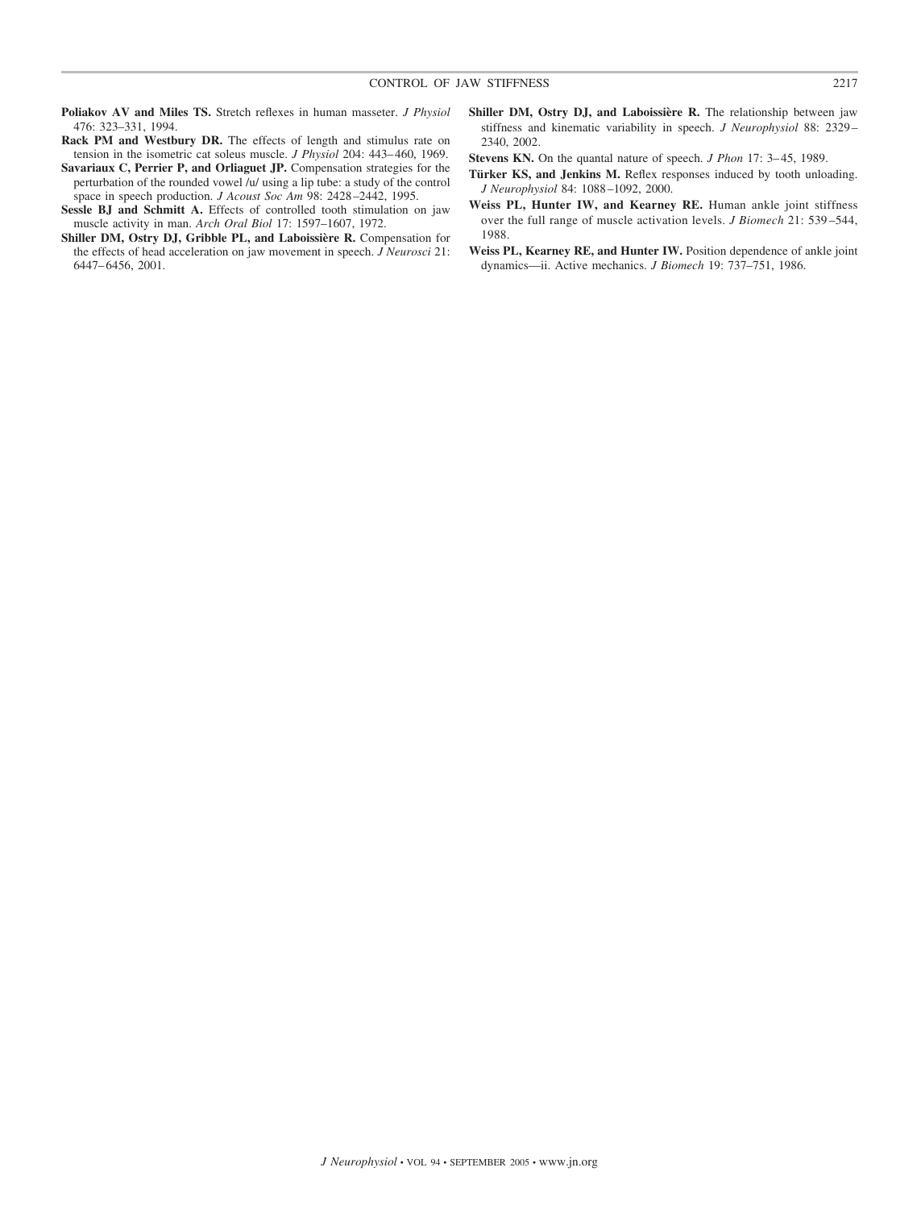**Poliakov AV and Miles TS.** Stretch reflexes in human masseter. *J Physiol* 476: 323–331, 1994.

**Rack PM and Westbury DR.** The effects of length and stimulus rate on tension in the isometric cat soleus muscle. *J Physiol* 204: 443–460, 1969.

**Savariaux C, Perrier P, and Orliaguet JP.** Compensation strategies for the perturbation of the rounded vowel /u/ using a lip tube: a study of the control space in speech production. *J Acoust Soc Am* 98: 2428–2442, 1995.

**Sessle BJ and Schmitt A.** Effects of controlled tooth stimulation on jaw muscle activity in man. *Arch Oral Biol* 17: 1597–1607, 1972.

**Shiller DM, Ostry DJ, Gribble PL, and Laboissière R.** Compensation for the effects of head acceleration on jaw movement in speech. *J Neurosci* 21: 6447–6456, 2001.

**Shiller DM, Ostry DJ, and Laboissière R.** The relationship between jaw stiffness and kinematic variability in speech. *J Neurophysiol* 88: 2329–2340, 2002.

**Stevens KN.** On the quantal nature of speech. *J Phon* 17: 3–45, 1989.

**Türker KS, and Jenkins M.** Reflex responses induced by tooth unloading. *J Neurophysiol* 84: 1088–1092, 2000.

**Weiss PL, Hunter IW, and Kearney RE.** Human ankle joint stiffness over the full range of muscle activation levels. *J Biomech* 21: 539–544, 1988.

**Weiss PL, Kearney RE, and Hunter IW.** Position dependence of ankle joint dynamics—ii. Active mechanics. *J Biomech* 19: 737–751, 1986.